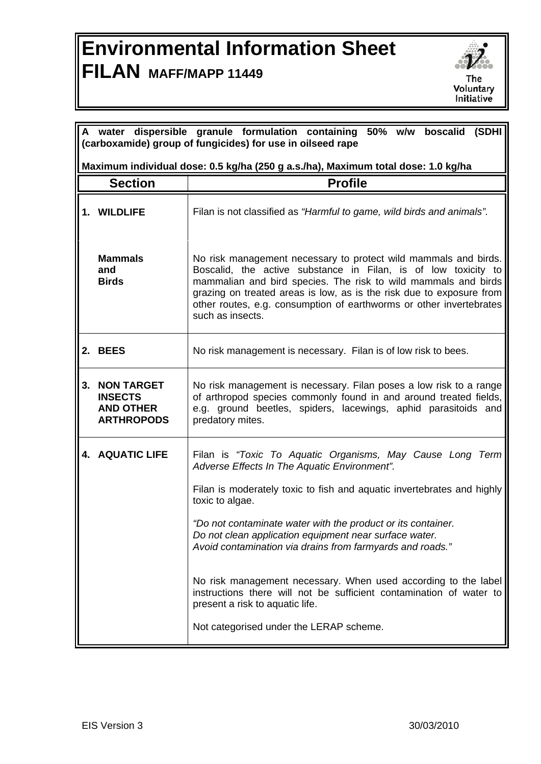# Environmental Information Sheet

# FILAN MAFF/MAPP 11449

**A water dispersible granule formulation containing 50% w/w boscalid (SDHI (carboxamide) group of fungicides) for use in oilseed rape**

**Maximum individual dose: 0.5 kg/ha (250 g a.s./ha), Maximum total dose: 1.0 kg/ha**

| Section | Profile |
|---|---|
| **1. WILDLIFE** | Filan is not classified as *"Harmful to game, wild birds and animals"*. |
| **Mammals and Birds** | No risk management necessary to protect wild mammals and birds. Boscalid, the active substance in Filan, is of low toxicity to mammalian and bird species. The risk to wild mammals and birds grazing on treated areas is low, as is the risk due to exposure from other routes, e.g. consumption of earthworms or other invertebrates such as insects. |
| **2. BEES** | No risk management is necessary. Filan is of low risk to bees. |
| **3. NON TARGET INSECTS AND OTHER ARTHROPODS** | No risk management is necessary. Filan poses a low risk to a range of arthropod species commonly found in and around treated fields, e.g. ground beetles, spiders, lacewings, aphid parasitoids and predatory mites. |
| **4. AQUATIC LIFE** | Filan is *"Toxic To Aquatic Organisms, May Cause Long Term Adverse Effects In The Aquatic Environment"*.<br><br>Filan is moderately toxic to fish and aquatic invertebrates and highly toxic to algae.<br><br>*"Do not contaminate water with the product or its container. Do not clean application equipment near surface water. Avoid contamination via drains from farmyards and roads."*<br><br>No risk management necessary. When used according to the label instructions there will not be sufficient contamination of water to present a risk to aquatic life.<br><br>Not categorised under the LERAP scheme. |

EIS Version 3 30/03/2010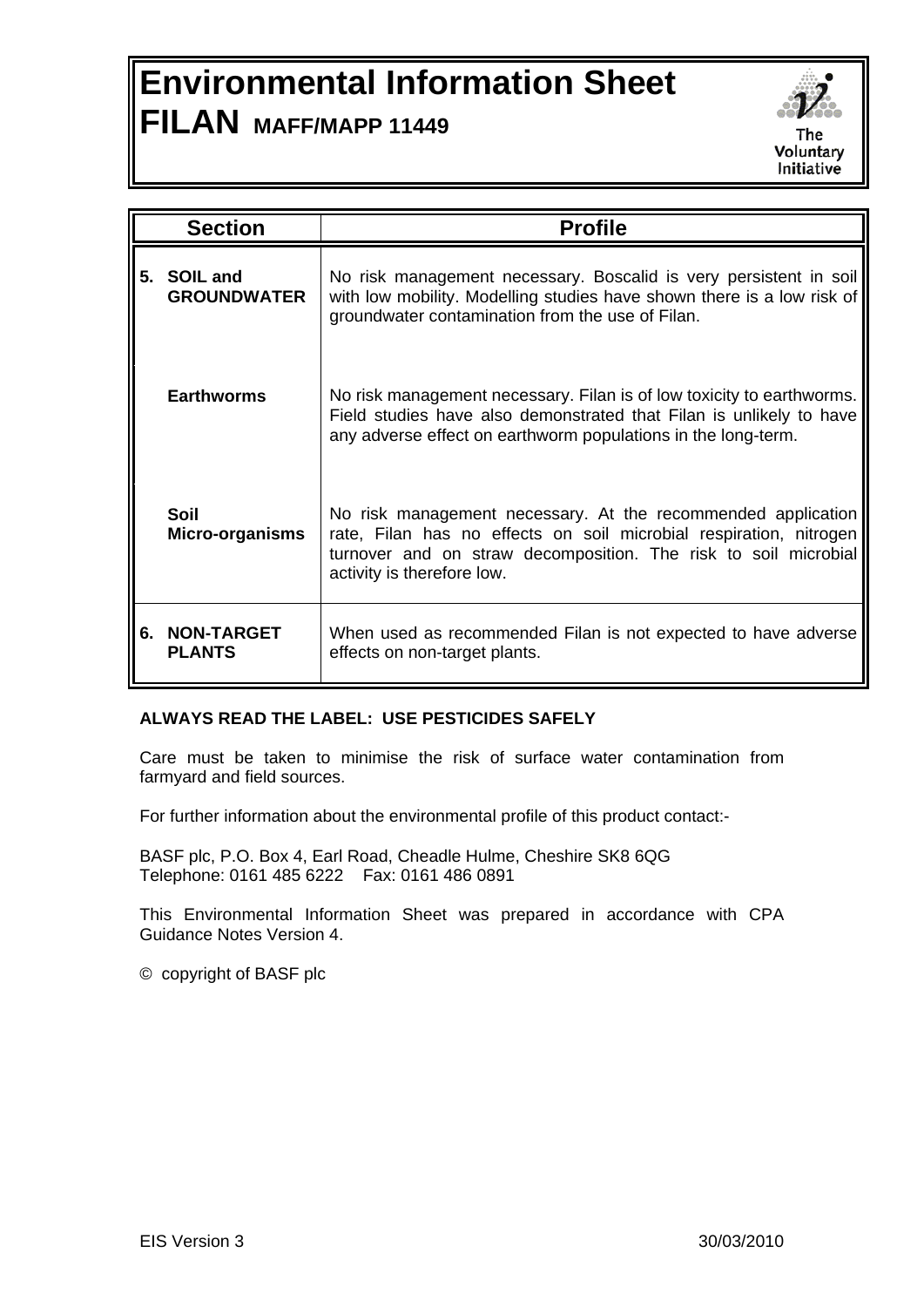# Environmental Information Sheet
# FILAN MAFF/MAPP 11449

| Section | Profile |
|---|---|
| **5. SOIL and GROUNDWATER** | No risk management necessary. Boscalid is very persistent in soil with low mobility. Modelling studies have shown there is a low risk of groundwater contamination from the use of Filan. |
| **Earthworms** | No risk management necessary. Filan is of low toxicity to earthworms. Field studies have also demonstrated that Filan is unlikely to have any adverse effect on earthworm populations in the long-term. |
| **Soil Micro-organisms** | No risk management necessary. At the recommended application rate, Filan has no effects on soil microbial respiration, nitrogen turnover and on straw decomposition. The risk to soil microbial activity is therefore low. |
| **6. NON-TARGET PLANTS** | When used as recommended Filan is not expected to have adverse effects on non-target plants. |

**ALWAYS READ THE LABEL: USE PESTICIDES SAFELY**

Care must be taken to minimise the risk of surface water contamination from farmyard and field sources.

For further information about the environmental profile of this product contact:-

BASF plc, P.O. Box 4, Earl Road, Cheadle Hulme, Cheshire SK8 6QG
Telephone: 0161 485 6222 Fax: 0161 486 0891

This Environmental Information Sheet was prepared in accordance with CPA Guidance Notes Version 4.

© copyright of BASF plc

EIS Version 3 30/03/2010